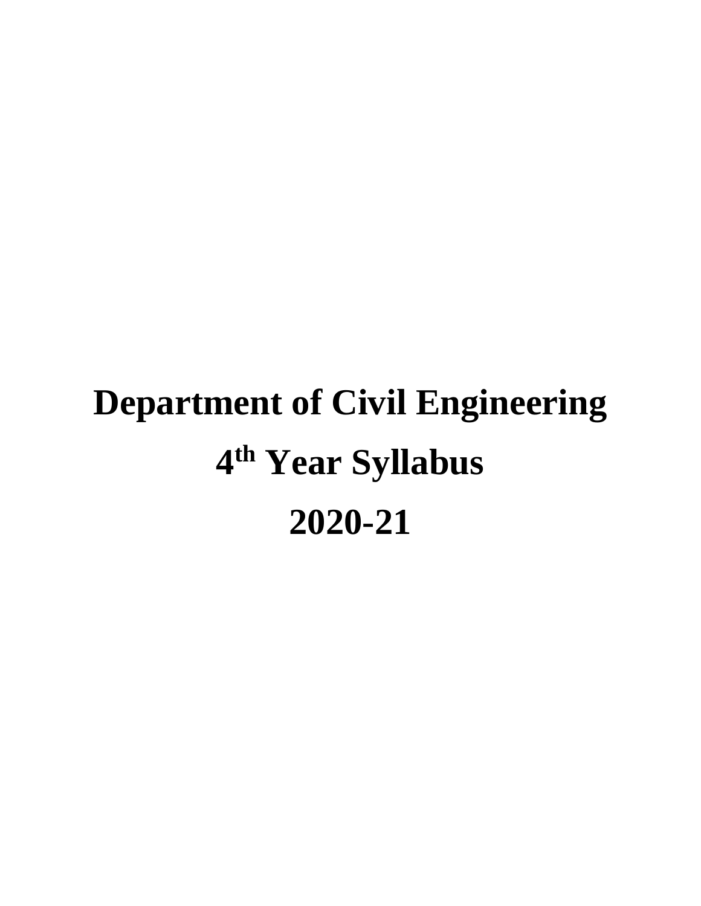# Department of Civil Engineering

# 4th Year Syllabus

# 2020-21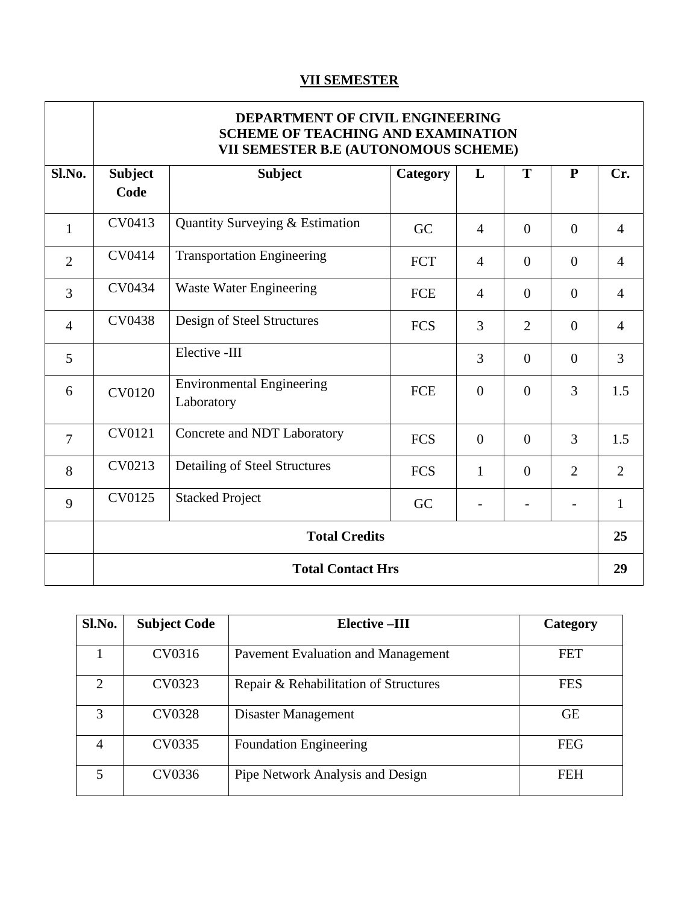## VII SEMESTER

| | DEPARTMENT OF CIVIL ENGINEERING<br>SCHEME OF TEACHING AND EXAMINATION<br>VII SEMESTER B.E (AUTONOMOUS SCHEME) | | | | | | |
|---|---|---|---|---|---|---|---|
| **Sl.No.** | **Subject Code** | **Subject** | **Category** | **L** | **T** | **P** | **Cr.** |
| 1 | CV0413 | Quantity Surveying & Estimation | GC | 4 | 0 | 0 | 4 |
| 2 | CV0414 | Transportation Engineering | FCT | 4 | 0 | 0 | 4 |
| 3 | CV0434 | Waste Water Engineering | FCE | 4 | 0 | 0 | 4 |
| 4 | CV0438 | Design of Steel Structures | FCS | 3 | 2 | 0 | 4 |
| 5 | | Elective -III | | 3 | 0 | 0 | 3 |
| 6 | CV0120 | Environmental Engineering Laboratory | FCE | 0 | 0 | 3 | 1.5 |
| 7 | CV0121 | Concrete and NDT Laboratory | FCS | 0 | 0 | 3 | 1.5 |
| 8 | CV0213 | Detailing of Steel Structures | FCS | 1 | 0 | 2 | 2 |
| 9 | CV0125 | Stacked Project | GC | - | - | - | 1 |
| | **Total Credits** | | | | | | **25** |
| | **Total Contact Hrs** | | | | | | **29** |

| Sl.No. | Subject Code | Elective –III | Category |
|---|---|---|---|
| 1 | CV0316 | Pavement Evaluation and Management | FET |
| 2 | CV0323 | Repair & Rehabilitation of Structures | FES |
| 3 | CV0328 | Disaster Management | GE |
| 4 | CV0335 | Foundation Engineering | FEG |
| 5 | CV0336 | Pipe Network Analysis and Design | FEH |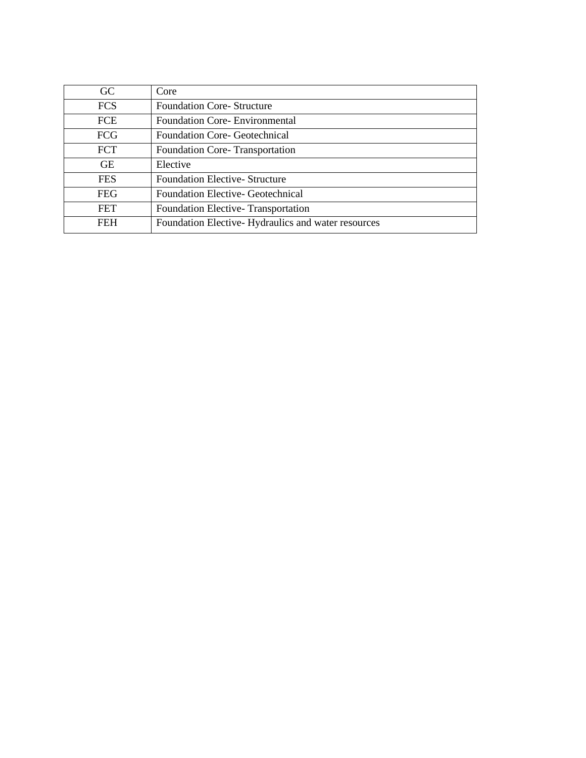| GC | Core |
|---|---|
| FCS | Foundation Core- Structure |
| FCE | Foundation Core- Environmental |
| FCG | Foundation Core- Geotechnical |
| FCT | Foundation Core- Transportation |
| GE | Elective |
| FES | Foundation Elective- Structure |
| FEG | Foundation Elective- Geotechnical |
| FET | Foundation Elective- Transportation |
| FEH | Foundation Elective- Hydraulics and water resources |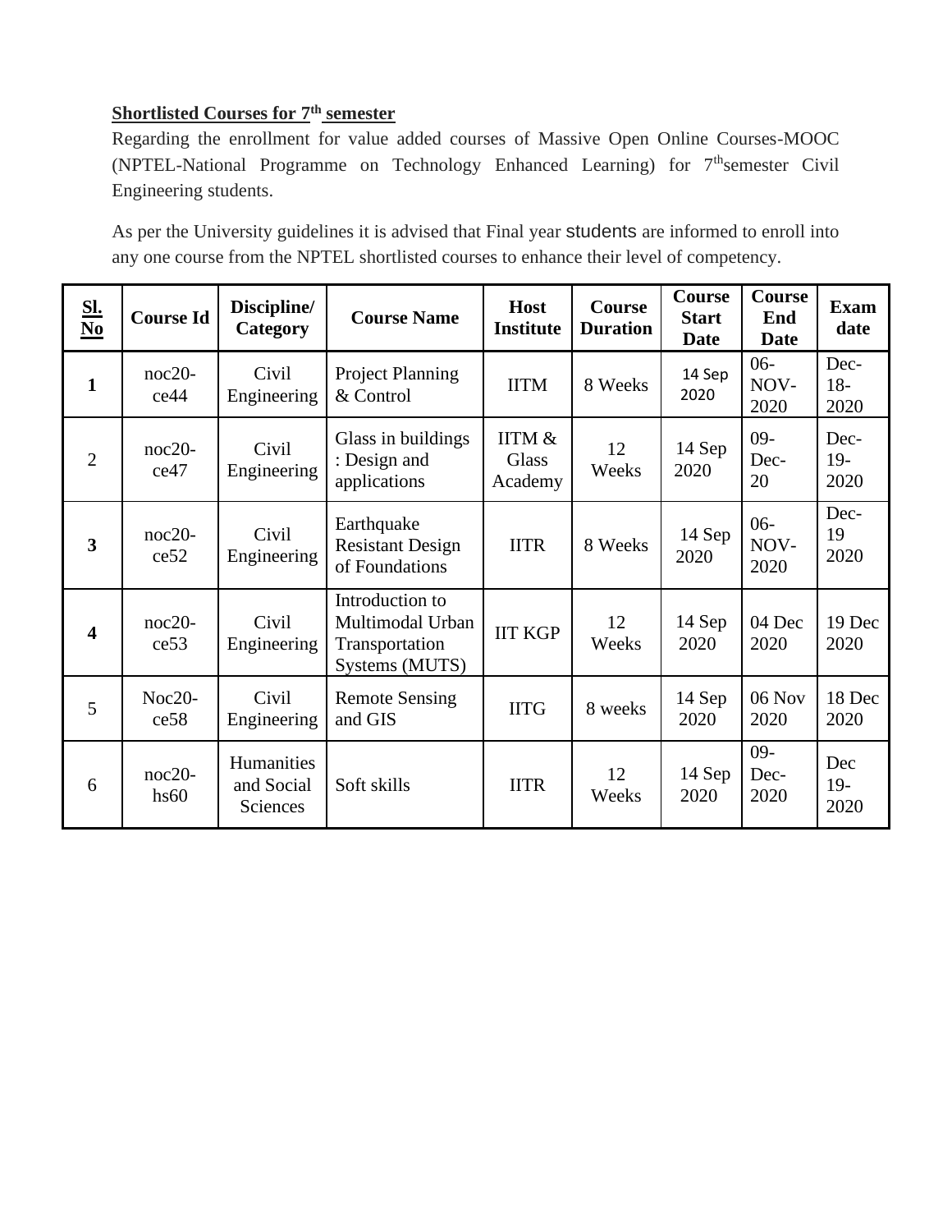**Shortlisted Courses for 7[th] semester**

Regarding the enrollment for value added courses of Massive Open Online Courses-MOOC (NPTEL-National Programme on Technology Enhanced Learning) for 7[th]semester Civil Engineering students.

As per the University guidelines it is advised that Final year students are informed to enroll into any one course from the NPTEL shortlisted courses to enhance their level of competency.

| Sl. No | Course Id | Discipline/ Category | Course Name | Host Institute | Course Duration | Course Start Date | Course End Date | Exam date |
|---|---|---|---|---|---|---|---|---|
| **1** | noc20-ce44 | Civil Engineering | Project Planning & Control | IITM | 8 Weeks | 14 Sep 2020 | 06-NOV-2020 | Dec-18-2020 |
| 2 | noc20-ce47 | Civil Engineering | Glass in buildings : Design and applications | IITM & Glass Academy | 12 Weeks | 14 Sep 2020 | 09-Dec-20 | Dec-19-2020 |
| **3** | noc20-ce52 | Civil Engineering | Earthquake Resistant Design of Foundations | IITR | 8 Weeks | 14 Sep 2020 | 06-NOV-2020 | Dec-19 2020 |
| **4** | noc20-ce53 | Civil Engineering | Introduction to Multimodal Urban Transportation Systems (MUTS) | IIT KGP | 12 Weeks | 14 Sep 2020 | 04 Dec 2020 | 19 Dec 2020 |
| 5 | Noc20-ce58 | Civil Engineering | Remote Sensing and GIS | IITG | 8 weeks | 14 Sep 2020 | 06 Nov 2020 | 18 Dec 2020 |
| 6 | noc20-hs60 | Humanities and Social Sciences | Soft skills | IITR | 12 Weeks | 14 Sep 2020 | 09-Dec-2020 | Dec 19-2020 |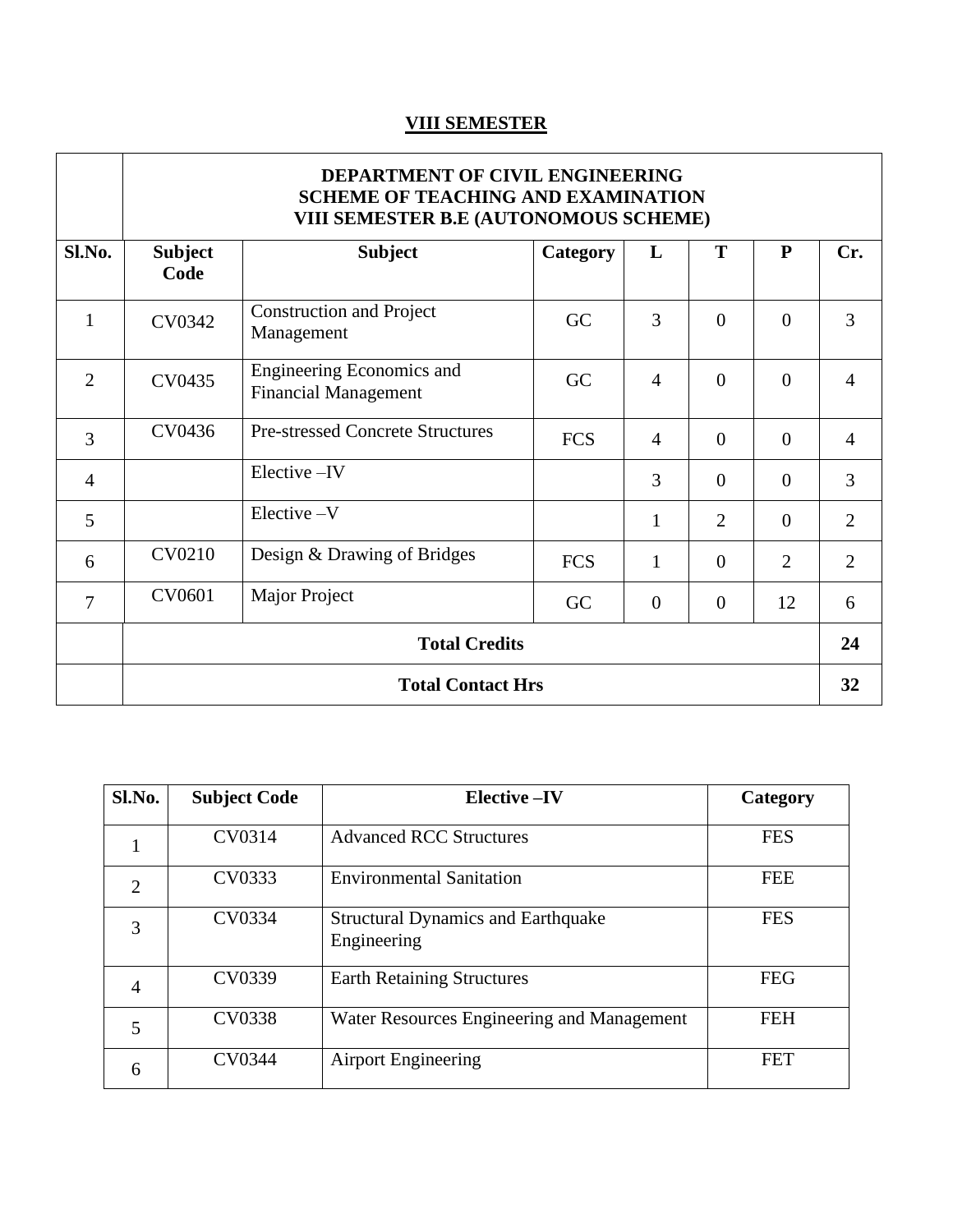## VIII SEMESTER

| | DEPARTMENT OF CIVIL ENGINEERING<br>SCHEME OF TEACHING AND EXAMINATION<br>VIII SEMESTER B.E (AUTONOMOUS SCHEME) | | | | | | |
|---|---|---|---|---|---|---|---|
| **Sl.No.** | **Subject Code** | **Subject** | **Category** | **L** | **T** | **P** | **Cr.** |
| 1 | CV0342 | Construction and Project Management | GC | 3 | 0 | 0 | 3 |
| 2 | CV0435 | Engineering Economics and Financial Management | GC | 4 | 0 | 0 | 4 |
| 3 | CV0436 | Pre-stressed Concrete Structures | FCS | 4 | 0 | 0 | 4 |
| 4 | | Elective –IV | | 3 | 0 | 0 | 3 |
| 5 | | Elective –V | | 1 | 2 | 0 | 2 |
| 6 | CV0210 | Design & Drawing of Bridges | FCS | 1 | 0 | 2 | 2 |
| 7 | CV0601 | Major Project | GC | 0 | 0 | 12 | 6 |
| | **Total Credits** | | | | | | **24** |
| | **Total Contact Hrs** | | | | | | **32** |

| Sl.No. | Subject Code | Elective –IV | Category |
|---|---|---|---|
| 1 | CV0314 | Advanced RCC Structures | FES |
| 2 | CV0333 | Environmental Sanitation | FEE |
| 3 | CV0334 | Structural Dynamics and Earthquake Engineering | FES |
| 4 | CV0339 | Earth Retaining Structures | FEG |
| 5 | CV0338 | Water Resources Engineering and Management | FEH |
| 6 | CV0344 | Airport Engineering | FET |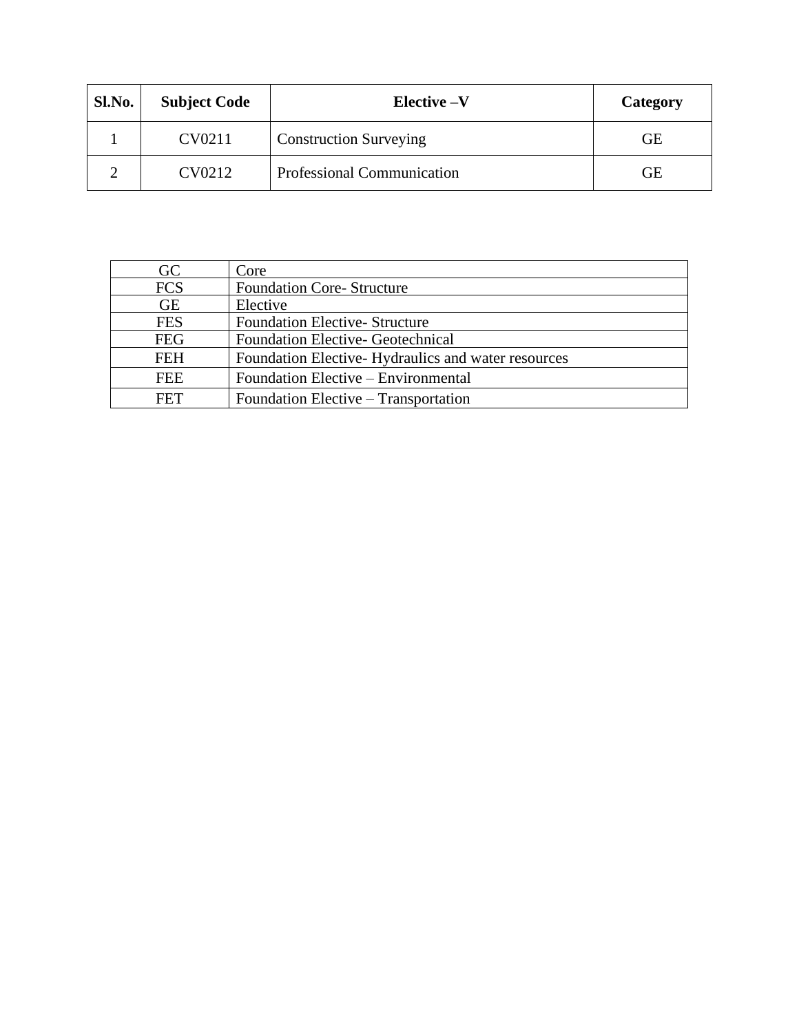| Sl.No. | Subject Code | Elective –V | Category |
|---|---|---|---|
| 1 | CV0211 | Construction Surveying | GE |
| 2 | CV0212 | Professional Communication | GE |

| | |
|---|---|
| GC | Core |
| FCS | Foundation Core- Structure |
| GE | Elective |
| FES | Foundation Elective- Structure |
| FEG | Foundation Elective- Geotechnical |
| FEH | Foundation Elective- Hydraulics and water resources |
| FEE | Foundation Elective – Environmental |
| FET | Foundation Elective – Transportation |